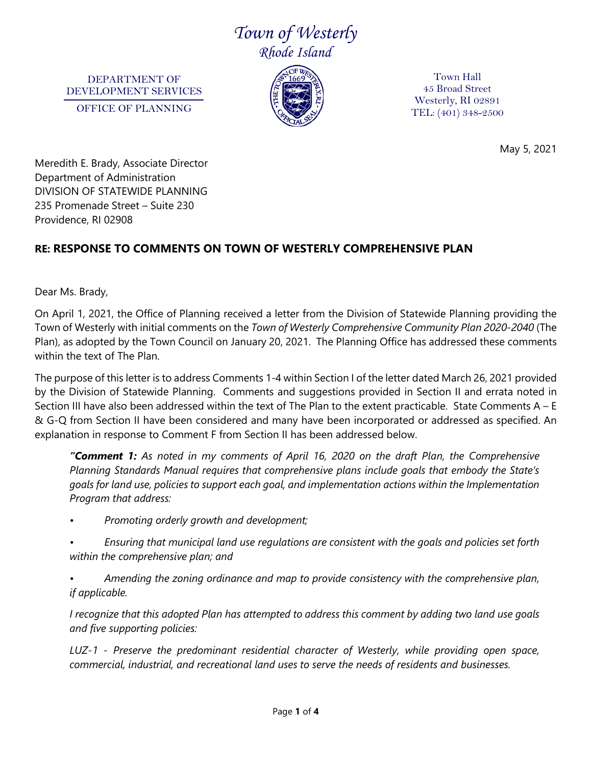# *Town of Westerly*
## *Rhode Island*

DEPARTMENT OF DEVELOPMENT SERVICES
OFFICE OF PLANNING

Town Hall
45 Broad Street
Westerly, RI 02891
TEL: (401) 348-2500

May 5, 2021

Meredith E. Brady, Associate Director
Department of Administration
DIVISION OF STATEWIDE PLANNING
235 Promenade Street – Suite 230
Providence, RI 02908

**RE: RESPONSE TO COMMENTS ON TOWN OF WESTERLY COMPREHENSIVE PLAN**

Dear Ms. Brady,

On April 1, 2021, the Office of Planning received a letter from the Division of Statewide Planning providing the Town of Westerly with initial comments on the *Town of Westerly Comprehensive Community Plan 2020-2040* (The Plan), as adopted by the Town Council on January 20, 2021. The Planning Office has addressed these comments within the text of The Plan.

The purpose of this letter is to address Comments 1-4 within Section I of the letter dated March 26, 2021 provided by the Division of Statewide Planning. Comments and suggestions provided in Section II and errata noted in Section III have also been addressed within the text of The Plan to the extent practicable. State Comments A – E & G-Q from Section II have been considered and many have been incorporated or addressed as specified. An explanation in response to Comment F from Section II has been addressed below.

> *"**Comment 1:** As noted in my comments of April 16, 2020 on the draft Plan, the Comprehensive Planning Standards Manual requires that comprehensive plans include goals that embody the State's goals for land use, policies to support each goal, and implementation actions within the Implementation Program that address:*
>
> - *Promoting orderly growth and development;*
> - *Ensuring that municipal land use regulations are consistent with the goals and policies set forth within the comprehensive plan; and*
> - *Amending the zoning ordinance and map to provide consistency with the comprehensive plan, if applicable.*
>
> *I recognize that this adopted Plan has attempted to address this comment by adding two land use goals and five supporting policies:*
>
> *LUZ-1 - Preserve the predominant residential character of Westerly, while providing open space, commercial, industrial, and recreational land uses to serve the needs of residents and businesses.*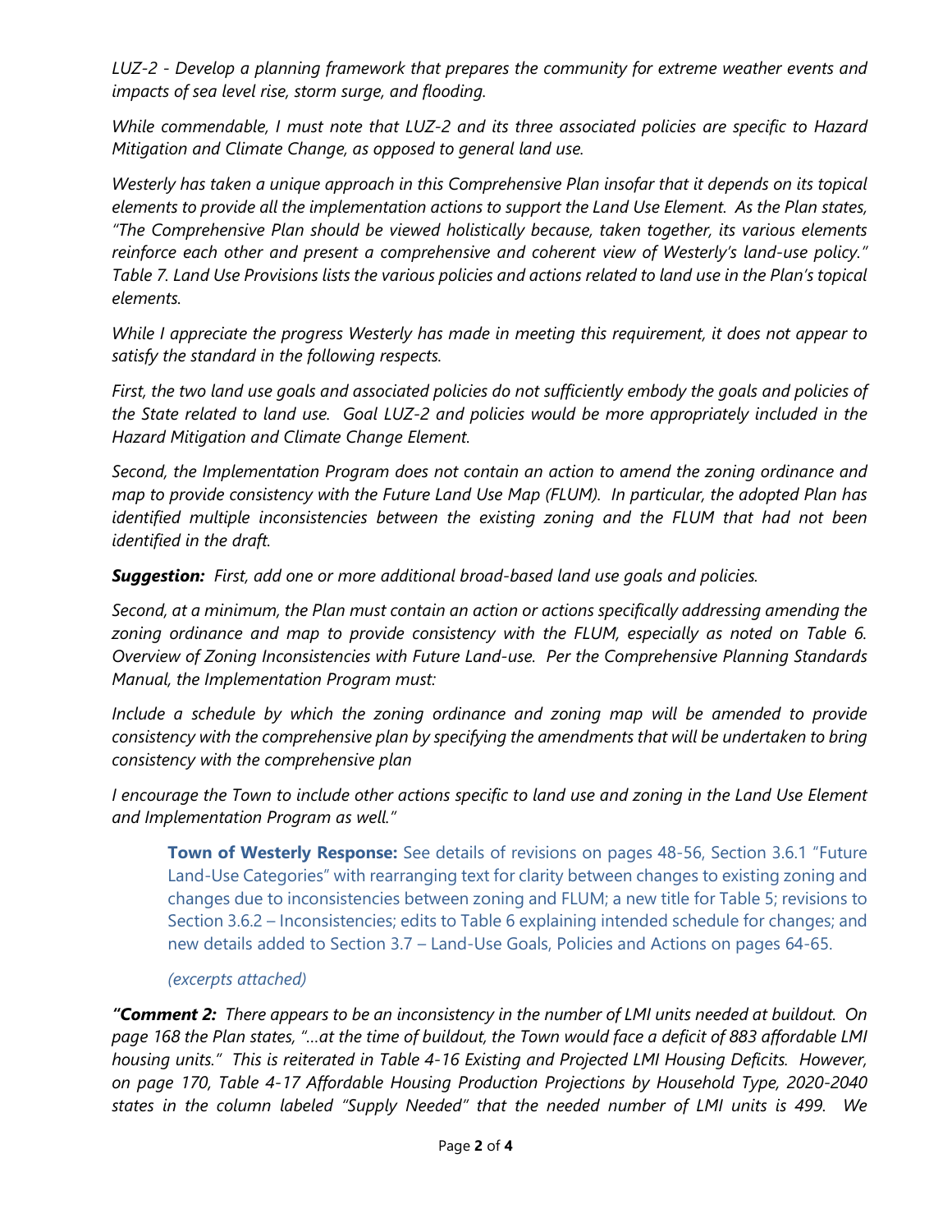*LUZ-2 - Develop a planning framework that prepares the community for extreme weather events and impacts of sea level rise, storm surge, and flooding.*

*While commendable, I must note that LUZ-2 and its three associated policies are specific to Hazard Mitigation and Climate Change, as opposed to general land use.*

*Westerly has taken a unique approach in this Comprehensive Plan insofar that it depends on its topical elements to provide all the implementation actions to support the Land Use Element. As the Plan states, "The Comprehensive Plan should be viewed holistically because, taken together, its various elements reinforce each other and present a comprehensive and coherent view of Westerly's land-use policy." Table 7. Land Use Provisions lists the various policies and actions related to land use in the Plan's topical elements.*

*While I appreciate the progress Westerly has made in meeting this requirement, it does not appear to satisfy the standard in the following respects.*

*First, the two land use goals and associated policies do not sufficiently embody the goals and policies of the State related to land use. Goal LUZ-2 and policies would be more appropriately included in the Hazard Mitigation and Climate Change Element.*

*Second, the Implementation Program does not contain an action to amend the zoning ordinance and map to provide consistency with the Future Land Use Map (FLUM). In particular, the adopted Plan has identified multiple inconsistencies between the existing zoning and the FLUM that had not been identified in the draft.*

***Suggestion:*** *First, add one or more additional broad-based land use goals and policies.*

*Second, at a minimum, the Plan must contain an action or actions specifically addressing amending the zoning ordinance and map to provide consistency with the FLUM, especially as noted on Table 6. Overview of Zoning Inconsistencies with Future Land-use. Per the Comprehensive Planning Standards Manual, the Implementation Program must:*

*Include a schedule by which the zoning ordinance and zoning map will be amended to provide consistency with the comprehensive plan by specifying the amendments that will be undertaken to bring consistency with the comprehensive plan*

*I encourage the Town to include other actions specific to land use and zoning in the Land Use Element and Implementation Program as well."*

> **Town of Westerly Response:** See details of revisions on pages 48-56, Section 3.6.1 "Future Land-Use Categories" with rearranging text for clarity between changes to existing zoning and changes due to inconsistencies between zoning and FLUM; a new title for Table 5; revisions to Section 3.6.2 – Inconsistencies; edits to Table 6 explaining intended schedule for changes; and new details added to Section 3.7 – Land-Use Goals, Policies and Actions on pages 64-65.
>
> *(excerpts attached)*

***"Comment 2:*** *There appears to be an inconsistency in the number of LMI units needed at buildout. On page 168 the Plan states, "…at the time of buildout, the Town would face a deficit of 883 affordable LMI housing units." This is reiterated in Table 4-16 Existing and Projected LMI Housing Deficits. However, on page 170, Table 4-17 Affordable Housing Production Projections by Household Type, 2020-2040 states in the column labeled "Supply Needed" that the needed number of LMI units is 499. We*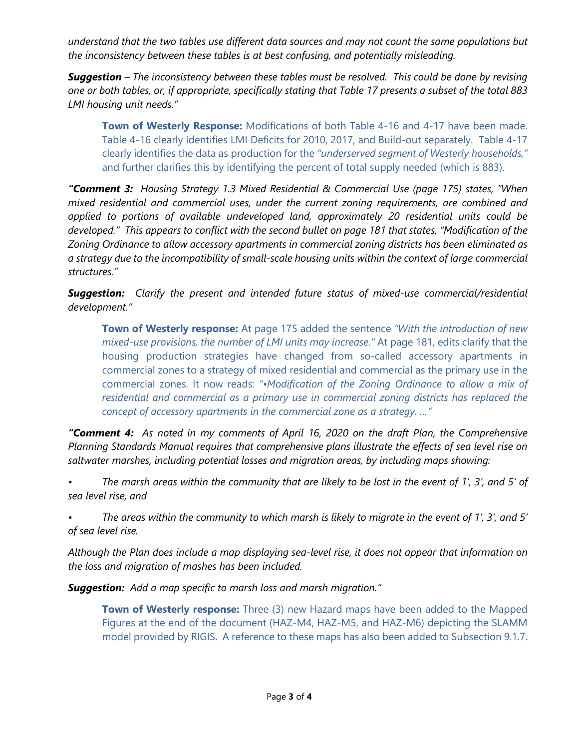*understand that the two tables use different data sources and may not count the same populations but the inconsistency between these tables is at best confusing, and potentially misleading.*

***Suggestion** – The inconsistency between these tables must be resolved. This could be done by revising one or both tables, or, if appropriate, specifically stating that Table 17 presents a subset of the total 883 LMI housing unit needs."*

> **Town of Westerly Response:** Modifications of both Table 4-16 and 4-17 have been made. Table 4-16 clearly identifies LMI Deficits for 2010, 2017, and Build-out separately. Table 4-17 clearly identifies the data as production for the *"underserved segment of Westerly households,"* and further clarifies this by identifying the percent of total supply needed (which is 883).

***"Comment 3:** Housing Strategy 1.3 Mixed Residential & Commercial Use (page 175) states, "When mixed residential and commercial uses, under the current zoning requirements, are combined and applied to portions of available undeveloped land, approximately 20 residential units could be developed." This appears to conflict with the second bullet on page 181 that states, "Modification of the Zoning Ordinance to allow accessory apartments in commercial zoning districts has been eliminated as a strategy due to the incompatibility of small-scale housing units within the context of large commercial structures."*

***Suggestion:** Clarify the present and intended future status of mixed-use commercial/residential development."*

> **Town of Westerly response:** At page 175 added the sentence *"With the introduction of new mixed-use provisions, the number of LMI units may increase."* At page 181, edits clarify that the housing production strategies have changed from so-called accessory apartments in commercial zones to a strategy of mixed residential and commercial as the primary use in the commercial zones. It now reads: *"•Modification of the Zoning Ordinance to allow a mix of residential and commercial as a primary use in commercial zoning districts has replaced the concept of accessory apartments in the commercial zone as a strategy. …"*

***"Comment 4:** As noted in my comments of April 16, 2020 on the draft Plan, the Comprehensive Planning Standards Manual requires that comprehensive plans illustrate the effects of sea level rise on saltwater marshes, including potential losses and migration areas, by including maps showing:*

- *The marsh areas within the community that are likely to be lost in the event of 1', 3', and 5' of sea level rise, and*
- *The areas within the community to which marsh is likely to migrate in the event of 1', 3', and 5' of sea level rise.*

*Although the Plan does include a map displaying sea-level rise, it does not appear that information on the loss and migration of mashes has been included.*

***Suggestion:** Add a map specific to marsh loss and marsh migration."*

> **Town of Westerly response:** Three (3) new Hazard maps have been added to the Mapped Figures at the end of the document (HAZ-M4, HAZ-M5, and HAZ-M6) depicting the SLAMM model provided by RIGIS. A reference to these maps has also been added to Subsection 9.1.7.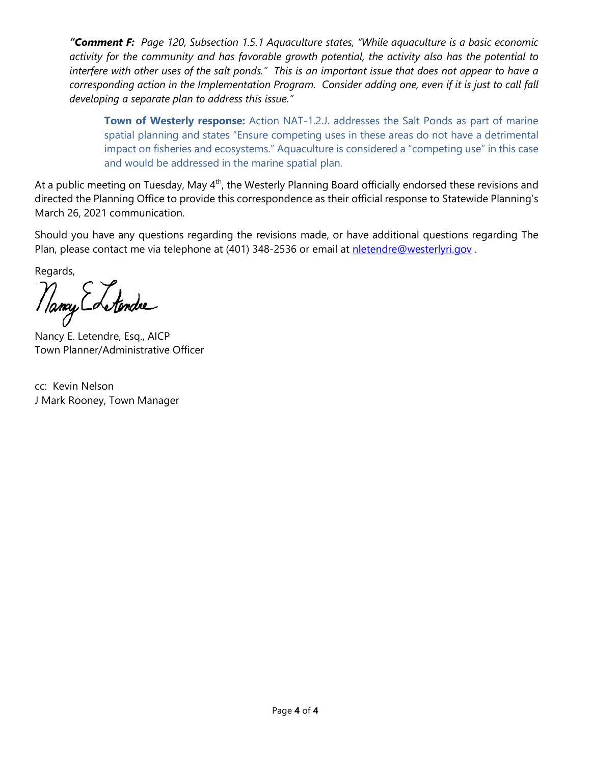***"Comment F:*** *Page 120, Subsection 1.5.1 Aquaculture states, "While aquaculture is a basic economic activity for the community and has favorable growth potential, the activity also has the potential to interfere with other uses of the salt ponds." This is an important issue that does not appear to have a corresponding action in the Implementation Program. Consider adding one, even if it is just to call fall developing a separate plan to address this issue."*

> **Town of Westerly response:** Action NAT-1.2.J. addresses the Salt Ponds as part of marine spatial planning and states "Ensure competing uses in these areas do not have a detrimental impact on fisheries and ecosystems." Aquaculture is considered a "competing use" in this case and would be addressed in the marine spatial plan.

At a public meeting on Tuesday, May 4th, the Westerly Planning Board officially endorsed these revisions and directed the Planning Office to provide this correspondence as their official response to Statewide Planning's March 26, 2021 communication.

Should you have any questions regarding the revisions made, or have additional questions regarding The Plan, please contact me via telephone at (401) 348-2536 or email at nletendre@westerlyri.gov .

Regards,

Nancy E. Letendre, Esq., AICP
Town Planner/Administrative Officer

cc: Kevin Nelson
J Mark Rooney, Town Manager